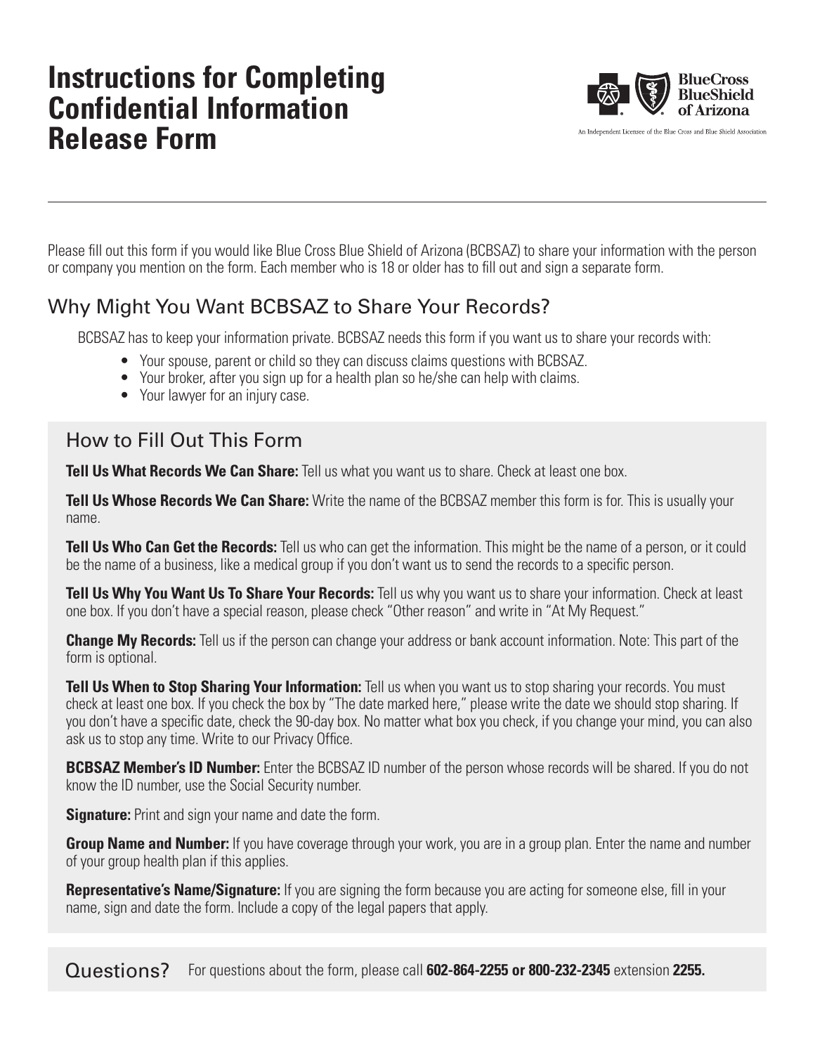# Instructions for Completing Confidential Information Release Form

BlueCross BlueShield of Arizona

An Independent Licensee of the Blue Cross and Blue Shield Association

Please fill out this form if you would like Blue Cross Blue Shield of Arizona (BCBSAZ) to share your information with the person or company you mention on the form. Each member who is 18 or older has to fill out and sign a separate form.

## Why Might You Want BCBSAZ to Share Your Records?

BCBSAZ has to keep your information private. BCBSAZ needs this form if you want us to share your records with:

- Your spouse, parent or child so they can discuss claims questions with BCBSAZ.
- Your broker, after you sign up for a health plan so he/she can help with claims.
- Your lawyer for an injury case.

## How to Fill Out This Form

**Tell Us What Records We Can Share:** Tell us what you want us to share. Check at least one box.

**Tell Us Whose Records We Can Share:** Write the name of the BCBSAZ member this form is for. This is usually your name.

**Tell Us Who Can Get the Records:** Tell us who can get the information. This might be the name of a person, or it could be the name of a business, like a medical group if you don't want us to send the records to a specific person.

**Tell Us Why You Want Us To Share Your Records:** Tell us why you want us to share your information. Check at least one box. If you don't have a special reason, please check "Other reason" and write in "At My Request."

**Change My Records:** Tell us if the person can change your address or bank account information. Note: This part of the form is optional.

**Tell Us When to Stop Sharing Your Information:** Tell us when you want us to stop sharing your records. You must check at least one box. If you check the box by "The date marked here," please write the date we should stop sharing. If you don't have a specific date, check the 90-day box. No matter what box you check, if you change your mind, you can also ask us to stop any time. Write to our Privacy Office.

**BCBSAZ Member's ID Number:** Enter the BCBSAZ ID number of the person whose records will be shared. If you do not know the ID number, use the Social Security number.

**Signature:** Print and sign your name and date the form.

**Group Name and Number:** If you have coverage through your work, you are in a group plan. Enter the name and number of your group health plan if this applies.

**Representative's Name/Signature:** If you are signing the form because you are acting for someone else, fill in your name, sign and date the form. Include a copy of the legal papers that apply.

## Questions?

For questions about the form, please call **602-864-2255 or 800-232-2345** extension **2255.**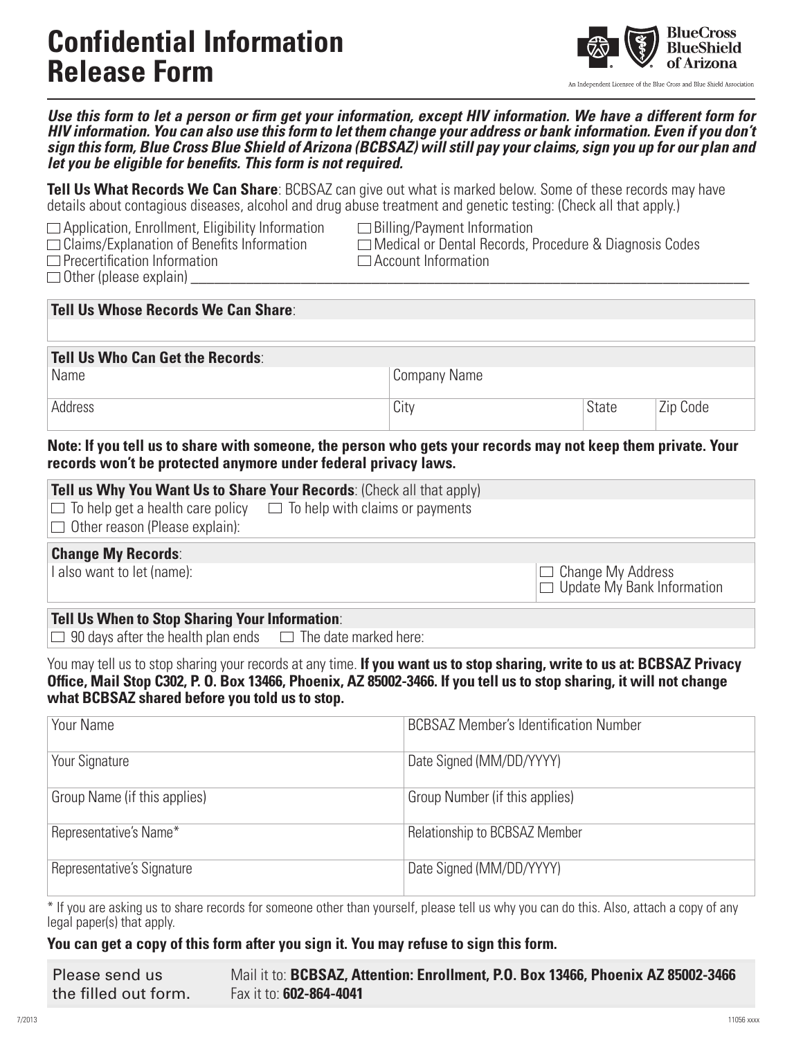# Confidential Information Release Form

BlueCross BlueShield of Arizona

An Independent Licensee of the Blue Cross and Blue Shield Association

***Use this form to let a person or firm get your information, except HIV information. We have a different form for HIV information. You can also use this form to let them change your address or bank information. Even if you don't sign this form, Blue Cross Blue Shield of Arizona (BCBSAZ) will still pay your claims, sign you up for our plan and let you be eligible for benefits. This form is not required.***

**Tell Us What Records We Can Share**: BCBSAZ can give out what is marked below. Some of these records may have details about contagious diseases, alcohol and drug abuse treatment and genetic testing: (Check all that apply.)

- ☐ Application, Enrollment, Eligibility Information
- ☐ Claims/Explanation of Benefits Information
- ☐ Precertification Information
- ☐ Billing/Payment Information
- ☐ Medical or Dental Records, Procedure & Diagnosis Codes
- ☐ Account Information
- ☐ Other (please explain) ______________________________________________

**Tell Us Whose Records We Can Share**:

**Tell Us Who Can Get the Records**:

| Name | Company Name | | |
|---|---|---|---|
| Address | City | State | Zip Code |

**Note: If you tell us to share with someone, the person who gets your records may not keep them private. Your records won't be protected anymore under federal privacy laws.**

**Tell us Why You Want Us to Share Your Records**: (Check all that apply)

- ☐ To help get a health care policy
- ☐ To help with claims or payments
- ☐ Other reason (Please explain):

**Change My Records**:

I also want to let (name):

- ☐ Change My Address
- ☐ Update My Bank Information

**Tell Us When to Stop Sharing Your Information**:

- ☐ 90 days after the health plan ends
- ☐ The date marked here:

You may tell us to stop sharing your records at any time. **If you want us to stop sharing, write to us at: BCBSAZ Privacy Office, Mail Stop C302, P. O. Box 13466, Phoenix, AZ 85002-3466. If you tell us to stop sharing, it will not change what BCBSAZ shared before you told us to stop.**

| Your Name | BCBSAZ Member's Identification Number |
|---|---|
| Your Signature | Date Signed (MM/DD/YYYY) |
| Group Name (if this applies) | Group Number (if this applies) |
| Representative's Name* | Relationship to BCBSAZ Member |
| Representative's Signature | Date Signed (MM/DD/YYYY) |

* If you are asking us to share records for someone other than yourself, please tell us why you can do this. Also, attach a copy of any legal paper(s) that apply.

**You can get a copy of this form after you sign it. You may refuse to sign this form.**

Please send us the filled out form.

Mail it to: **BCBSAZ, Attention: Enrollment, P.O. Box 13466, Phoenix AZ 85002-3466**
Fax it to: **602-864-4041**

7/2013

11056 xxxx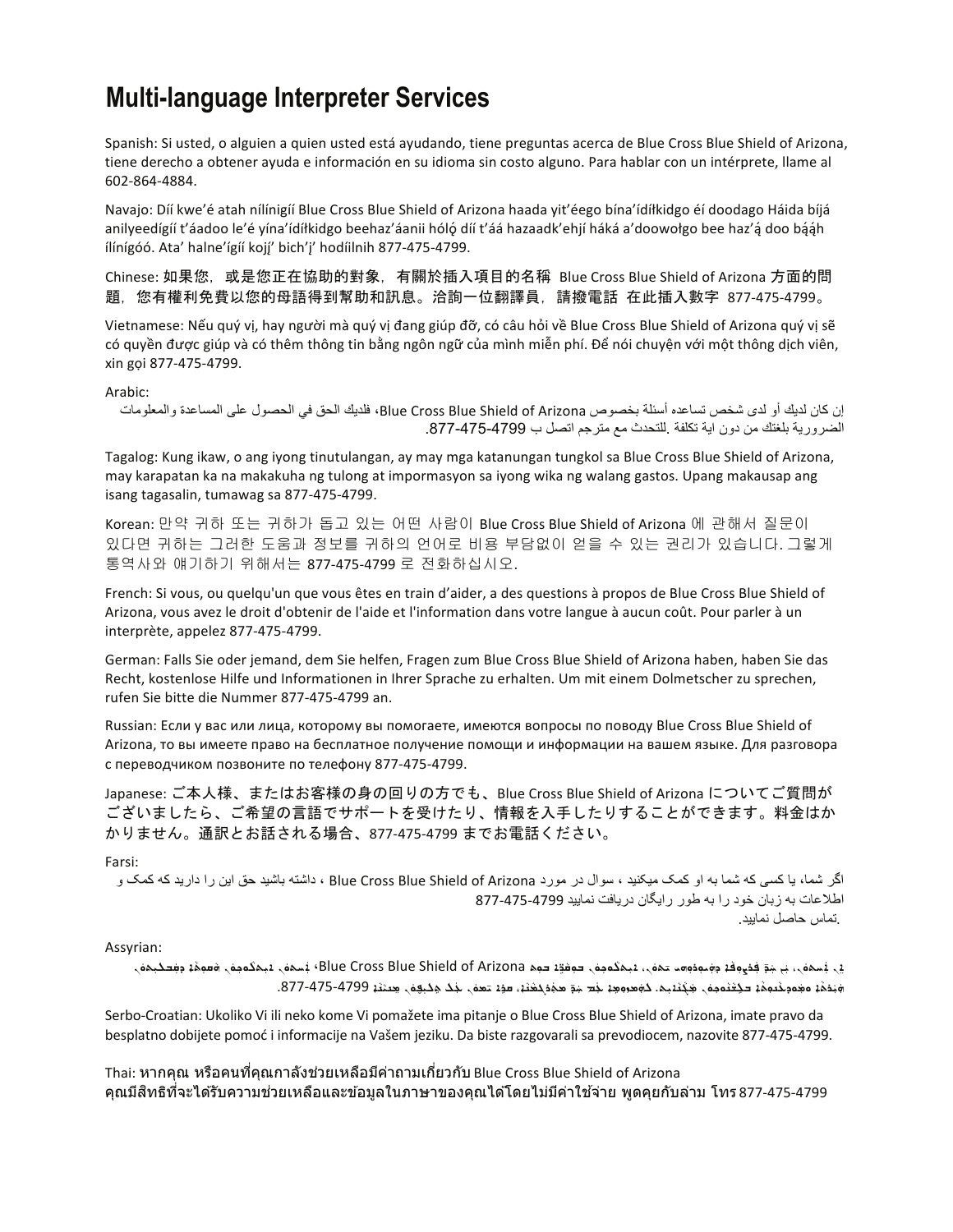# Multi-language Interpreter Services

Spanish: Si usted, o alguien a quien usted está ayudando, tiene preguntas acerca de Blue Cross Blue Shield of Arizona, tiene derecho a obtener ayuda e información en su idioma sin costo alguno. Para hablar con un intérprete, llame al 602-864-4884.

Navajo: Díí kwe'é atah nílínigíí Blue Cross Blue Shield of Arizona haada yit'éego bína'ídílkidgo éí doodago Háida bíjá anilyeedígíí t'áadoo le'é yína'ídílkidgo beehaz'áanii hóló díí t'áá hazaadk'ehjí háká a'doowołgo bee haz'á doo bááh ílínígóó. Ata' halne'ígíí kojį' bich'į' hodíilnih 877-475-4799.

Chinese: 如果您，或是您正在協助的對象，有關於插入項目的名稱 Blue Cross Blue Shield of Arizona 方面的問題，您有權利免費以您的母語得到幫助和訊息。洽詢一位翻譯員，請撥電話 在此插入數字 877-475-4799。

Vietnamese: Nếu quý vị, hay người mà quý vị đang giúp đỡ, có câu hỏi về Blue Cross Blue Shield of Arizona quý vị sẽ có quyền được giúp và có thêm thông tin bằng ngôn ngữ của mình miễn phí. Để nói chuyện với một thông dịch viên, xin gọi 877-475-4799.

Arabic:

إن كان لديك أو لدى شخص تساعده أسئلة بخصوص Blue Cross Blue Shield of Arizona، فلديك الحق في الحصول على المساعدة والمعلومات الضرورية بلغتك من دون اية تكلفة .للتحدث مع مترجم اتصل ب 877-475-4799.

Tagalog: Kung ikaw, o ang iyong tinutulungan, ay may mga katanungan tungkol sa Blue Cross Blue Shield of Arizona, may karapatan ka na makakuha ng tulong at impormasyon sa iyong wika ng walang gastos. Upang makausap ang isang tagasalin, tumawag sa 877-475-4799.

Korean: 만약 귀하 또는 귀하가 돕고 있는 어떤 사람이 Blue Cross Blue Shield of Arizona 에 관해서 질문이 있다면 귀하는 그러한 도움과 정보를 귀하의 언어로 비용 부담없이 얻을 수 있는 권리가 있습니다. 그렇게 통역사와 얘기하기 위해서는 877-475-4799 로 전화하십시오.

French: Si vous, ou quelqu'un que vous êtes en train d'aider, a des questions à propos de Blue Cross Blue Shield of Arizona, vous avez le droit d'obtenir de l'aide et l'information dans votre langue à aucun coût. Pour parler à un interprète, appelez 877-475-4799.

German: Falls Sie oder jemand, dem Sie helfen, Fragen zum Blue Cross Blue Shield of Arizona haben, haben Sie das Recht, kostenlose Hilfe und Informationen in Ihrer Sprache zu erhalten. Um mit einem Dolmetscher zu sprechen, rufen Sie bitte die Nummer 877-475-4799 an.

Russian: Если у вас или лица, которому вы помогаете, имеются вопросы по поводу Blue Cross Blue Shield of Arizona, то вы имеете право на бесплатное получение помощи и информации на вашем языке. Для разговора с переводчиком позвоните по телефону 877-475-4799.

Japanese: ご本人様、またはお客様の身の回りの方でも、Blue Cross Blue Shield of Arizona についてご質問がございましたら、ご希望の言語でサポートを受けたり、情報を入手したりすることができます。料金はかかりません。通訳とお話される場合、877-475-4799 までお電話ください。

Farsi:

اگر شما، یا کسی که شما به او کمک میکنید ، سوال در مورد Blue Cross Blue Shield of Arizona ، داشته باشید حق این را دارید که کمک و اطلاعات به زبان خود را به طور رایگان دریافت نمایید 877-475-4799 .تماس حاصل نمایید

Assyrian:

ܐܢ ܐܢܬ، ܝܢ ܚܕ ܒܪܢܫܐ ܕܐܢܬ ܒܥܘܕܪܢܐ ܠܗ، ܐܝܬ ܠܗ ܫܘܐܠܐ ܒܕܘܟܬܐ ܕ Blue Cross Blue Shield of Arizona، ܐܝܬ ܠܘܟ ܙܕܩܐ ܕܡܩܒܠܬ ܥܘܕܪܢܐ ܘܡܘܕܥܢܘܬܐ ܒܠܫܢܘܟ ܡܓܢ. ܠܡܡܠܠܐ ܥܡ ܚܕ ܬܪܓܡܢܐ، ܩܪܝ ܠܡܢܝܢܐ 877-475-4799.

Serbo-Croatian: Ukoliko Vi ili neko kome Vi pomažete ima pitanje o Blue Cross Blue Shield of Arizona, imate pravo da besplatno dobijete pomoć i informacije na Vašem jeziku. Da biste razgovarali sa prevodiocem, nazovite 877-475-4799.

Thai: หากคุณ หรือคนที่คุณกำลังช่วยเหลือมีคำถามเกี่ยวกับ Blue Cross Blue Shield of Arizona คุณมีสิทธิที่จะได้รับความช่วยเหลือและข้อมูลในภาษาของคุณได้โดยไม่มีค่าใช้จ่าย พูดคุยกับล่าม โทร 877-475-4799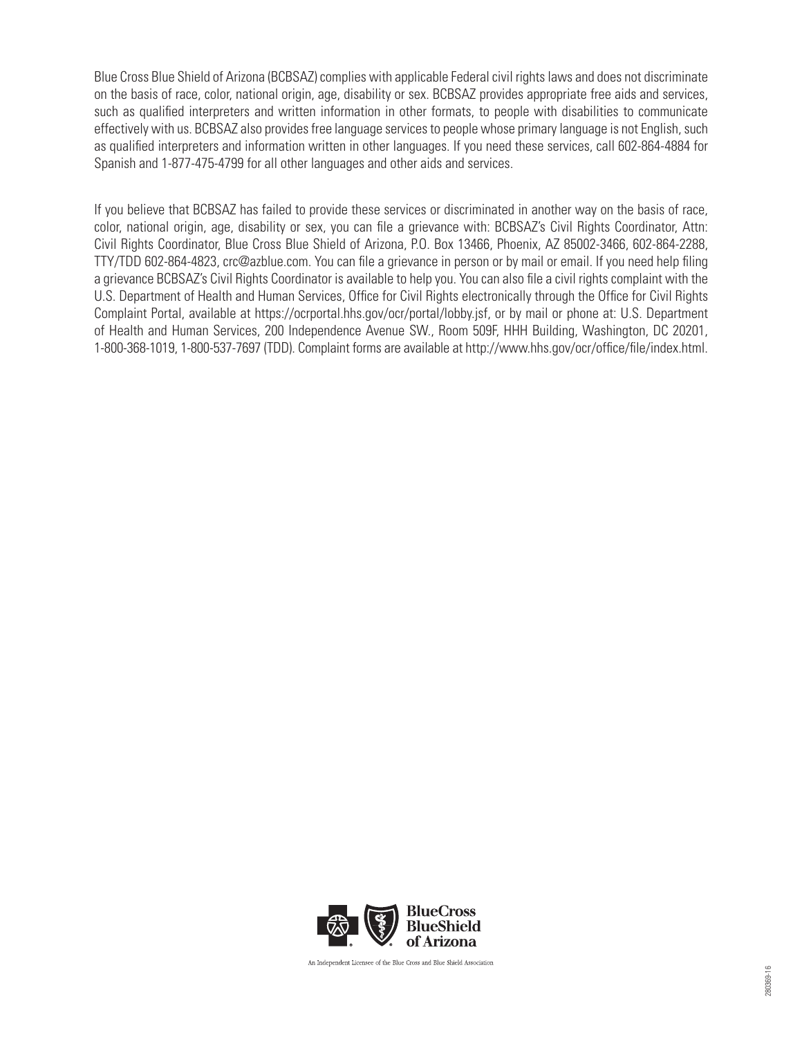Blue Cross Blue Shield of Arizona (BCBSAZ) complies with applicable Federal civil rights laws and does not discriminate on the basis of race, color, national origin, age, disability or sex. BCBSAZ provides appropriate free aids and services, such as qualified interpreters and written information in other formats, to people with disabilities to communicate effectively with us. BCBSAZ also provides free language services to people whose primary language is not English, such as qualified interpreters and information written in other languages. If you need these services, call 602-864-4884 for Spanish and 1-877-475-4799 for all other languages and other aids and services.

If you believe that BCBSAZ has failed to provide these services or discriminated in another way on the basis of race, color, national origin, age, disability or sex, you can file a grievance with: BCBSAZ's Civil Rights Coordinator, Attn: Civil Rights Coordinator, Blue Cross Blue Shield of Arizona, P.O. Box 13466, Phoenix, AZ 85002-3466, 602-864-2288, TTY/TDD 602-864-4823, crc@azblue.com. You can file a grievance in person or by mail or email. If you need help filing a grievance BCBSAZ's Civil Rights Coordinator is available to help you. You can also file a civil rights complaint with the U.S. Department of Health and Human Services, Office for Civil Rights electronically through the Office for Civil Rights Complaint Portal, available at https://ocrportal.hhs.gov/ocr/portal/lobby.jsf, or by mail or phone at: U.S. Department of Health and Human Services, 200 Independence Avenue SW., Room 509F, HHH Building, Washington, DC 20201, 1-800-368-1019, 1-800-537-7697 (TDD). Complaint forms are available at http://www.hhs.gov/ocr/office/file/index.html.

BlueCross BlueShield of Arizona

An Independent Licensee of the Blue Cross and Blue Shield Association

280369-16